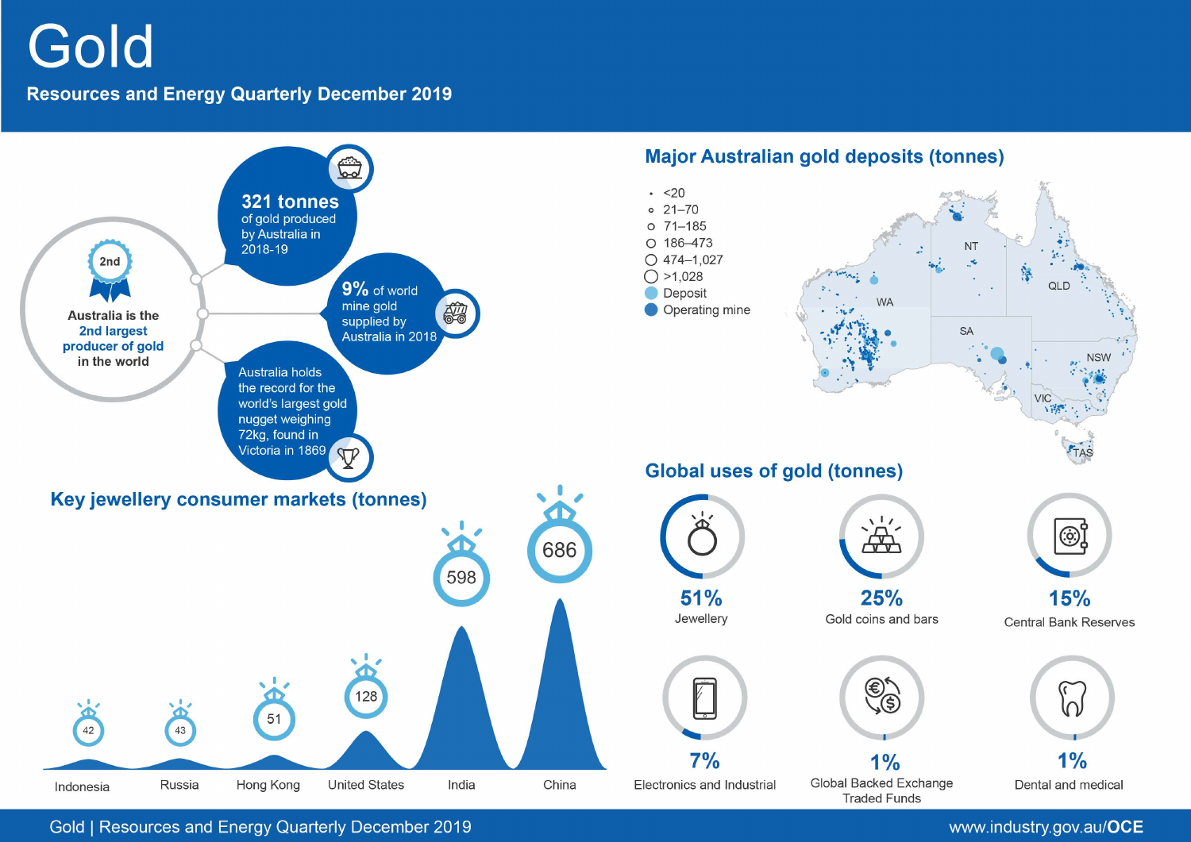# Gold

## Resources and Energy Quarterly December 2019

**Australia is the 2nd largest producer of gold in the world**

**321 tonnes** of gold produced by Australia in 2018-19

**9%** of world mine gold supplied by Australia in 2018

Australia holds the record for the world's largest gold nugget weighing 72kg, found in Victoria in 1869

## Major Australian gold deposits (tonnes)

- <20
- 21–70
- 71–185
- 186–473
- 474–1,027
- >1,028
- Deposit
- Operating mine

WA, NT, SA, QLD, NSW, VIC, TAS

## Key jewellery consumer markets (tonnes)

| Market | Tonnes |
| --- | --- |
| Indonesia | 42 |
| Russia | 43 |
| Hong Kong | 51 |
| United States | 128 |
| India | 598 |
| China | 686 |

## Global uses of gold (tonnes)

| Use | Share |
| --- | --- |
| Jewellery | 51% |
| Gold coins and bars | 25% |
| Central Bank Reserves | 15% |
| Electronics and Industrial | 7% |
| Global Backed Exchange Traded Funds | 1% |
| Dental and medical | 1% |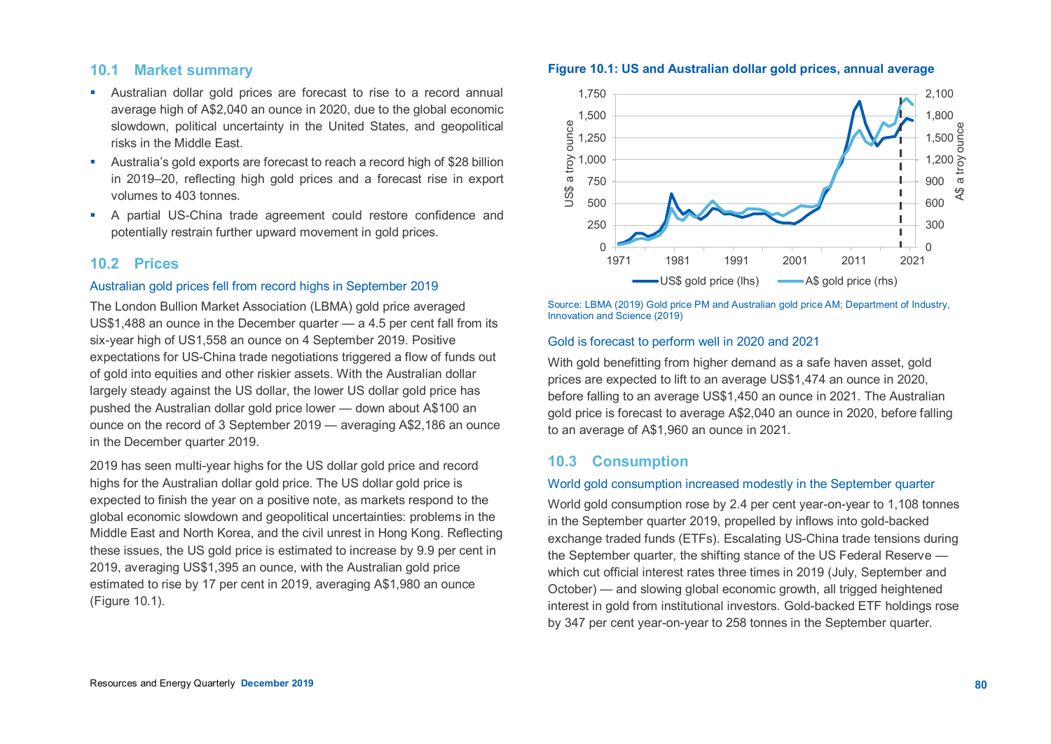## 10.1 Market summary

- Australian dollar gold prices are forecast to rise to a record annual average high of A$2,040 an ounce in 2020, due to the global economic slowdown, political uncertainty in the United States, and geopolitical risks in the Middle East.
- Australia's gold exports are forecast to reach a record high of $28 billion in 2019–20, reflecting high gold prices and a forecast rise in export volumes to 403 tonnes.
- A partial US-China trade agreement could restore confidence and potentially restrain further upward movement in gold prices.

## 10.2 Prices

### Australian gold prices fell from record highs in September 2019

The London Bullion Market Association (LBMA) gold price averaged US$1,488 an ounce in the December quarter — a 4.5 per cent fall from its six-year high of US1,558 an ounce on 4 September 2019. Positive expectations for US-China trade negotiations triggered a flow of funds out of gold into equities and other riskier assets. With the Australian dollar largely steady against the US dollar, the lower US dollar gold price has pushed the Australian dollar gold price lower — down about A$100 an ounce on the record of 3 September 2019 — averaging A$2,186 an ounce in the December quarter 2019.

2019 has seen multi-year highs for the US dollar gold price and record highs for the Australian dollar gold price. The US dollar gold price is expected to finish the year on a positive note, as markets respond to the global economic slowdown and geopolitical uncertainties: problems in the Middle East and North Korea, and the civil unrest in Hong Kong. Reflecting these issues, the US gold price is estimated to increase by 9.9 per cent in 2019, averaging US$1,395 an ounce, with the Australian gold price estimated to rise by 17 per cent in 2019, averaging A$1,980 an ounce (Figure 10.1).

**Figure 10.1: US and Australian dollar gold prices, annual average**

Source: LBMA (2019) Gold price PM and Australian gold price AM; Department of Industry, Innovation and Science (2019)

### Gold is forecast to perform well in 2020 and 2021

With gold benefitting from higher demand as a safe haven asset, gold prices are expected to lift to an average US$1,474 an ounce in 2020, before falling to an average US$1,450 an ounce in 2021. The Australian gold price is forecast to average A$2,040 an ounce in 2020, before falling to an average of A$1,960 an ounce in 2021.

## 10.3 Consumption

### World gold consumption increased modestly in the September quarter

World gold consumption rose by 2.4 per cent year-on-year to 1,108 tonnes in the September quarter 2019, propelled by inflows into gold-backed exchange traded funds (ETFs). Escalating US-China trade tensions during the September quarter, the shifting stance of the US Federal Reserve — which cut official interest rates three times in 2019 (July, September and October) — and slowing global economic growth, all trigged heightened interest in gold from institutional investors. Gold-backed ETF holdings rose by 347 per cent year-on-year to 258 tonnes in the September quarter.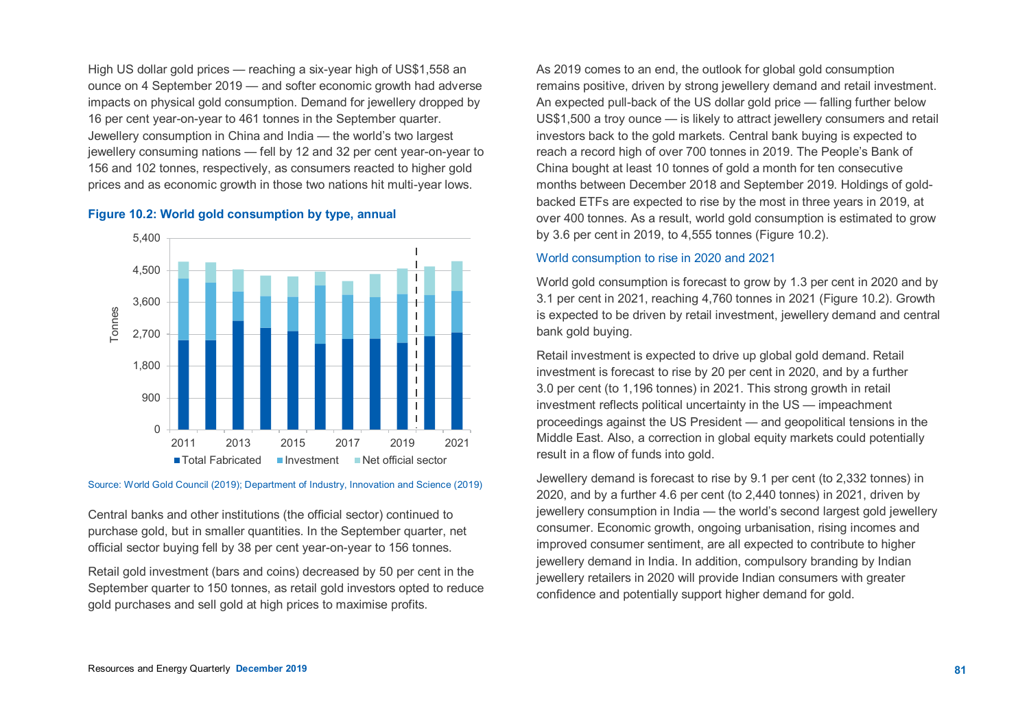High US dollar gold prices — reaching a six-year high of US$1,558 an ounce on 4 September 2019 — and softer economic growth had adverse impacts on physical gold consumption. Demand for jewellery dropped by 16 per cent year-on-year to 461 tonnes in the September quarter. Jewellery consumption in China and India — the world's two largest jewellery consuming nations — fell by 12 and 32 per cent year-on-year to 156 and 102 tonnes, respectively, as consumers reacted to higher gold prices and as economic growth in those two nations hit multi-year lows.

**Figure 10.2: World gold consumption by type, annual**

Source: World Gold Council (2019); Department of Industry, Innovation and Science (2019)

Central banks and other institutions (the official sector) continued to purchase gold, but in smaller quantities. In the September quarter, net official sector buying fell by 38 per cent year-on-year to 156 tonnes.

Retail gold investment (bars and coins) decreased by 50 per cent in the September quarter to 150 tonnes, as retail gold investors opted to reduce gold purchases and sell gold at high prices to maximise profits.

As 2019 comes to an end, the outlook for global gold consumption remains positive, driven by strong jewellery demand and retail investment. An expected pull-back of the US dollar gold price — falling further below US$1,500 a troy ounce — is likely to attract jewellery consumers and retail investors back to the gold markets. Central bank buying is expected to reach a record high of over 700 tonnes in 2019. The People's Bank of China bought at least 10 tonnes of gold a month for ten consecutive months between December 2018 and September 2019. Holdings of gold-backed ETFs are expected to rise by the most in three years in 2019, at over 400 tonnes. As a result, world gold consumption is estimated to grow by 3.6 per cent in 2019, to 4,555 tonnes (Figure 10.2).

### World consumption to rise in 2020 and 2021

World gold consumption is forecast to grow by 1.3 per cent in 2020 and by 3.1 per cent in 2021, reaching 4,760 tonnes in 2021 (Figure 10.2). Growth is expected to be driven by retail investment, jewellery demand and central bank gold buying.

Retail investment is expected to drive up global gold demand. Retail investment is forecast to rise by 20 per cent in 2020, and by a further 3.0 per cent (to 1,196 tonnes) in 2021. This strong growth in retail investment reflects political uncertainty in the US — impeachment proceedings against the US President — and geopolitical tensions in the Middle East. Also, a correction in global equity markets could potentially result in a flow of funds into gold.

Jewellery demand is forecast to rise by 9.1 per cent (to 2,332 tonnes) in 2020, and by a further 4.6 per cent (to 2,440 tonnes) in 2021, driven by jewellery consumption in India — the world's second largest gold jewellery consumer. Economic growth, ongoing urbanisation, rising incomes and improved consumer sentiment, are all expected to contribute to higher jewellery demand in India. In addition, compulsory branding by Indian jewellery retailers in 2020 will provide Indian consumers with greater confidence and potentially support higher demand for gold.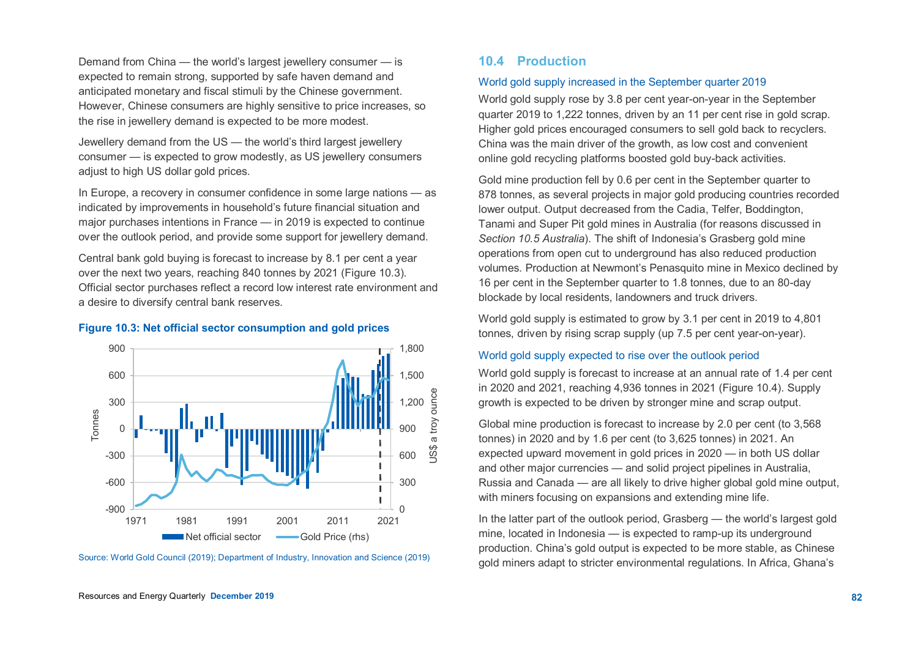Demand from China — the world's largest jewellery consumer — is expected to remain strong, supported by safe haven demand and anticipated monetary and fiscal stimuli by the Chinese government. However, Chinese consumers are highly sensitive to price increases, so the rise in jewellery demand is expected to be more modest.

Jewellery demand from the US — the world's third largest jewellery consumer — is expected to grow modestly, as US jewellery consumers adjust to high US dollar gold prices.

In Europe, a recovery in consumer confidence in some large nations — as indicated by improvements in household's future financial situation and major purchases intentions in France — in 2019 is expected to continue over the outlook period, and provide some support for jewellery demand.

Central bank gold buying is forecast to increase by 8.1 per cent a year over the next two years, reaching 840 tonnes by 2021 (Figure 10.3). Official sector purchases reflect a record low interest rate environment and a desire to diversify central bank reserves.

**Figure 10.3: Net official sector consumption and gold prices**

Source: World Gold Council (2019); Department of Industry, Innovation and Science (2019)

## 10.4 Production

### World gold supply increased in the September quarter 2019

World gold supply rose by 3.8 per cent year-on-year in the September quarter 2019 to 1,222 tonnes, driven by an 11 per cent rise in gold scrap. Higher gold prices encouraged consumers to sell gold back to recyclers. China was the main driver of the growth, as low cost and convenient online gold recycling platforms boosted gold buy-back activities.

Gold mine production fell by 0.6 per cent in the September quarter to 878 tonnes, as several projects in major gold producing countries recorded lower output. Output decreased from the Cadia, Telfer, Boddington, Tanami and Super Pit gold mines in Australia (for reasons discussed in *Section 10.5 Australia*). The shift of Indonesia's Grasberg gold mine operations from open cut to underground has also reduced production volumes. Production at Newmont's Penasquito mine in Mexico declined by 16 per cent in the September quarter to 1.8 tonnes, due to an 80-day blockade by local residents, landowners and truck drivers.

World gold supply is estimated to grow by 3.1 per cent in 2019 to 4,801 tonnes, driven by rising scrap supply (up 7.5 per cent year-on-year).

### World gold supply expected to rise over the outlook period

World gold supply is forecast to increase at an annual rate of 1.4 per cent in 2020 and 2021, reaching 4,936 tonnes in 2021 (Figure 10.4). Supply growth is expected to be driven by stronger mine and scrap output.

Global mine production is forecast to increase by 2.0 per cent (to 3,568 tonnes) in 2020 and by 1.6 per cent (to 3,625 tonnes) in 2021. An expected upward movement in gold prices in 2020 — in both US dollar and other major currencies — and solid project pipelines in Australia, Russia and Canada — are all likely to drive higher global gold mine output, with miners focusing on expansions and extending mine life.

In the latter part of the outlook period, Grasberg — the world's largest gold mine, located in Indonesia — is expected to ramp-up its underground production. China's gold output is expected to be more stable, as Chinese gold miners adapt to stricter environmental regulations. In Africa, Ghana's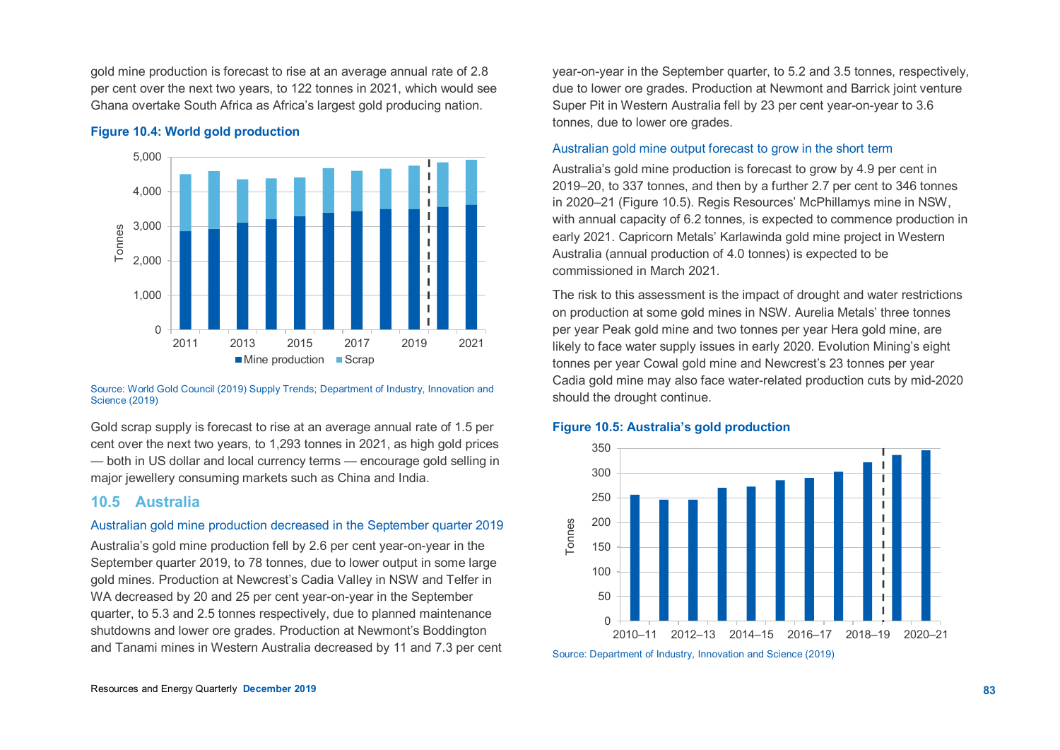gold mine production is forecast to rise at an average annual rate of 2.8 per cent over the next two years, to 122 tonnes in 2021, which would see Ghana overtake South Africa as Africa's largest gold producing nation.

**Figure 10.4: World gold production**

Source: World Gold Council (2019) Supply Trends; Department of Industry, Innovation and Science (2019)

Gold scrap supply is forecast to rise at an average annual rate of 1.5 per cent over the next two years, to 1,293 tonnes in 2021, as high gold prices — both in US dollar and local currency terms — encourage gold selling in major jewellery consuming markets such as China and India.

## 10.5 Australia

### Australian gold mine production decreased in the September quarter 2019

Australia's gold mine production fell by 2.6 per cent year-on-year in the September quarter 2019, to 78 tonnes, due to lower output in some large gold mines. Production at Newcrest's Cadia Valley in NSW and Telfer in WA decreased by 20 and 25 per cent year-on-year in the September quarter, to 5.3 and 2.5 tonnes respectively, due to planned maintenance shutdowns and lower ore grades. Production at Newmont's Boddington and Tanami mines in Western Australia decreased by 11 and 7.3 per cent year-on-year in the September quarter, to 5.2 and 3.5 tonnes, respectively, due to lower ore grades. Production at Newmont and Barrick joint venture Super Pit in Western Australia fell by 23 per cent year-on-year to 3.6 tonnes, due to lower ore grades.

### Australian gold mine output forecast to grow in the short term

Australia's gold mine production is forecast to grow by 4.9 per cent in 2019–20, to 337 tonnes, and then by a further 2.7 per cent to 346 tonnes in 2020–21 (Figure 10.5). Regis Resources' McPhillamys mine in NSW, with annual capacity of 6.2 tonnes, is expected to commence production in early 2021. Capricorn Metals' Karlawinda gold mine project in Western Australia (annual production of 4.0 tonnes) is expected to be commissioned in March 2021.

The risk to this assessment is the impact of drought and water restrictions on production at some gold mines in NSW. Aurelia Metals' three tonnes per year Peak gold mine and two tonnes per year Hera gold mine, are likely to face water supply issues in early 2020. Evolution Mining's eight tonnes per year Cowal gold mine and Newcrest's 23 tonnes per year Cadia gold mine may also face water-related production cuts by mid-2020 should the drought continue.

**Figure 10.5: Australia's gold production**

Source: Department of Industry, Innovation and Science (2019)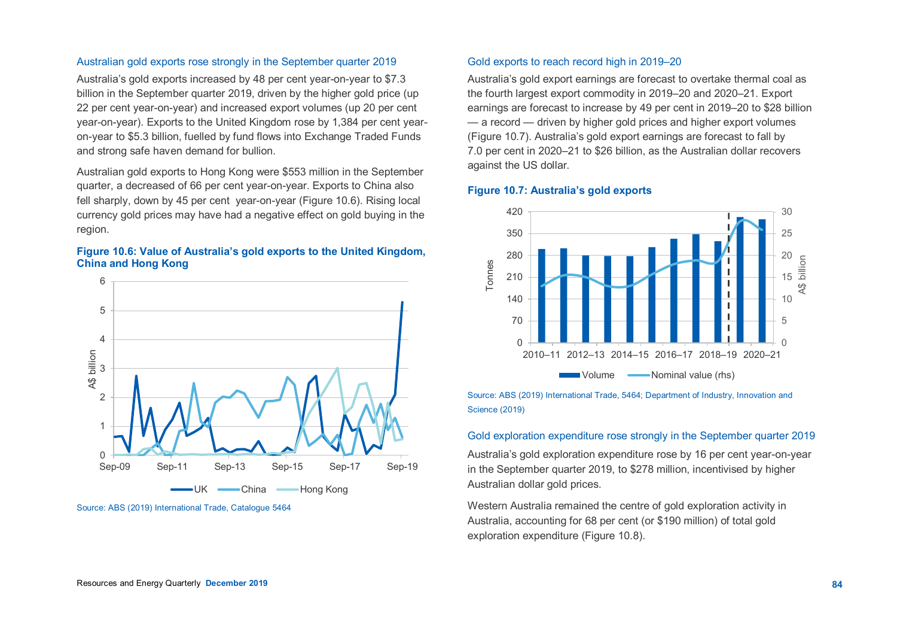### Australian gold exports rose strongly in the September quarter 2019

Australia's gold exports increased by 48 per cent year-on-year to $7.3 billion in the September quarter 2019, driven by the higher gold price (up 22 per cent year-on-year) and increased export volumes (up 20 per cent year-on-year). Exports to the United Kingdom rose by 1,384 per cent year-on-year to $5.3 billion, fuelled by fund flows into Exchange Traded Funds and strong safe haven demand for bullion.

Australian gold exports to Hong Kong were $553 million in the September quarter, a decreased of 66 per cent year-on-year. Exports to China also fell sharply, down by 45 per cent year-on-year (Figure 10.6). Rising local currency gold prices may have had a negative effect on gold buying in the region.

**Figure 10.6: Value of Australia's gold exports to the United Kingdom, China and Hong Kong**

Source: ABS (2019) International Trade, Catalogue 5464

### Gold exports to reach record high in 2019–20

Australia's gold export earnings are forecast to overtake thermal coal as the fourth largest export commodity in 2019–20 and 2020–21. Export earnings are forecast to increase by 49 per cent in 2019–20 to $28 billion — a record — driven by higher gold prices and higher export volumes (Figure 10.7). Australia's gold export earnings are forecast to fall by 7.0 per cent in 2020–21 to $26 billion, as the Australian dollar recovers against the US dollar.

**Figure 10.7: Australia's gold exports**

Source: ABS (2019) International Trade, 5464; Department of Industry, Innovation and Science (2019)

### Gold exploration expenditure rose strongly in the September quarter 2019

Australia's gold exploration expenditure rose by 16 per cent year-on-year in the September quarter 2019, to $278 million, incentivised by higher Australian dollar gold prices.

Western Australia remained the centre of gold exploration activity in Australia, accounting for 68 per cent (or $190 million) of total gold exploration expenditure (Figure 10.8).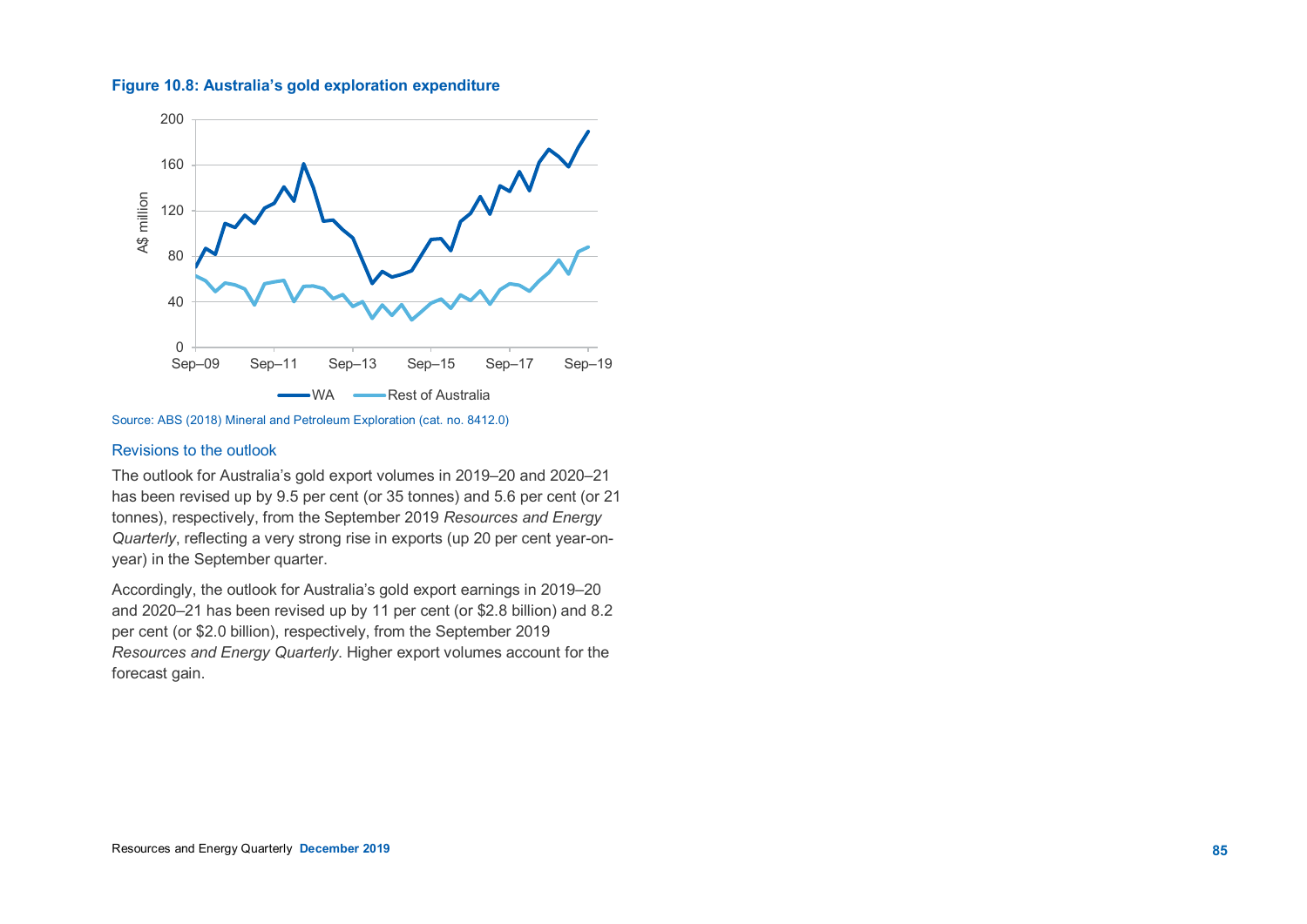**Figure 10.8: Australia's gold exploration expenditure**

Source: ABS (2018) Mineral and Petroleum Exploration (cat. no. 8412.0)

### Revisions to the outlook

The outlook for Australia's gold export volumes in 2019–20 and 2020–21 has been revised up by 9.5 per cent (or 35 tonnes) and 5.6 per cent (or 21 tonnes), respectively, from the September 2019 *Resources and Energy Quarterly*, reflecting a very strong rise in exports (up 20 per cent year-on-year) in the September quarter.

Accordingly, the outlook for Australia's gold export earnings in 2019–20 and 2020–21 has been revised up by 11 per cent (or $2.8 billion) and 8.2 per cent (or $2.0 billion), respectively, from the September 2019 *Resources and Energy Quarterly*. Higher export volumes account for the forecast gain.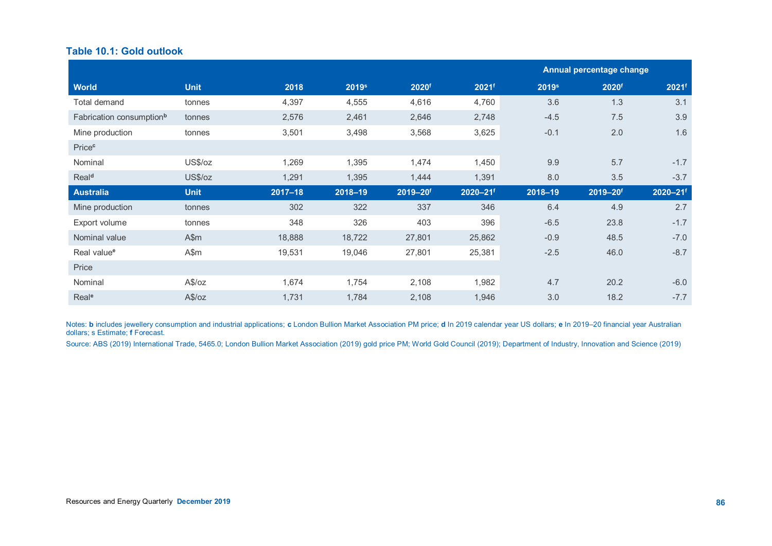### Table 10.1: Gold outlook

| | | | | | | Annual percentage change | | |
|---|---|---|---|---|---|---|---|---|
| **World** | **Unit** | **2018** | **2019[s]** | **2020[f]** | **2021[f]** | **2019[s]** | **2020[f]** | **2021[f]** |
| Total demand | tonnes | 4,397 | 4,555 | 4,616 | 4,760 | 3.6 | 1.3 | 3.1 |
| Fabrication consumption[b] | tonnes | 2,576 | 2,461 | 2,646 | 2,748 | -4.5 | 7.5 | 3.9 |
| Mine production | tonnes | 3,501 | 3,498 | 3,568 | 3,625 | -0.1 | 2.0 | 1.6 |
| Price[c] | | | | | | | | |
| Nominal | US$/oz | 1,269 | 1,395 | 1,474 | 1,450 | 9.9 | 5.7 | -1.7 |
| Real[d] | US$/oz | 1,291 | 1,395 | 1,444 | 1,391 | 8.0 | 3.5 | -3.7 |
| **Australia** | **Unit** | **2017–18** | **2018–19** | **2019–20[f]** | **2020–21[f]** | **2018–19** | **2019–20[f]** | **2020–21[f]** |
| Mine production | tonnes | 302 | 322 | 337 | 346 | 6.4 | 4.9 | 2.7 |
| Export volume | tonnes | 348 | 326 | 403 | 396 | -6.5 | 23.8 | -1.7 |
| Nominal value | A$m | 18,888 | 18,722 | 27,801 | 25,862 | -0.9 | 48.5 | -7.0 |
| Real value[e] | A$m | 19,531 | 19,046 | 27,801 | 25,381 | -2.5 | 46.0 | -8.7 |
| Price | | | | | | | | |
| Nominal | A$/oz | 1,674 | 1,754 | 2,108 | 1,982 | 4.7 | 20.2 | -6.0 |
| Real[e] | A$/oz | 1,731 | 1,784 | 2,108 | 1,946 | 3.0 | 18.2 | -7.7 |

Notes: **b** includes jewellery consumption and industrial applications; **c** London Bullion Market Association PM price; **d** In 2019 calendar year US dollars; **e** In 2019–20 financial year Australian dollars; s Estimate; **f** Forecast.

Source: ABS (2019) International Trade, 5465.0; London Bullion Market Association (2019) gold price PM; World Gold Council (2019); Department of Industry, Innovation and Science (2019)